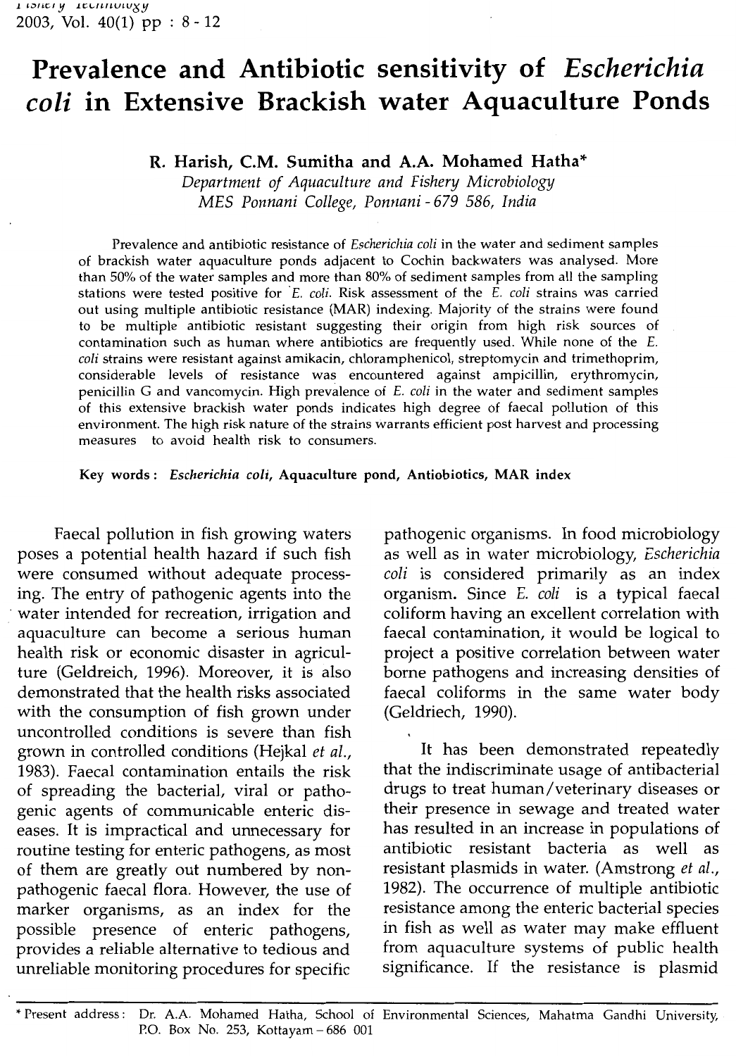# Prevalence and Antibiotic sensitivity of *Escherichia coli* in Extensive Brackish water Aquaculture Ponds

**R. Harish, C.M. Sumitha and A.A. Mohamed Hatha***

*Department of Aquaculture and Fishery Microbiology*
*MES Ponnani College, Ponnani - 679 586, India*

Prevalence and antibiotic resistance of *Escherichia coli* in the water and sediment samples of brackish water aquaculture ponds adjacent to Cochin backwaters was analysed. More than 50% of the water samples and more than 80% of sediment samples from all the sampling stations were tested positive for *E. coli*. Risk assessment of the *E. coli* strains was carried out using multiple antibiotic resistance (MAR) indexing. Majority of the strains were found to be multiple antibiotic resistant suggesting their origin from high risk sources of contamination such as human where antibiotics are frequently used. While none of the *E. coli* strains were resistant against amikacin, chloramphenicol, streptomycin and trimethoprim, considerable levels of resistance was encountered against ampicillin, erythromycin, penicillin G and vancomycin. High prevalence of *E. coli* in the water and sediment samples of this extensive brackish water ponds indicates high degree of faecal pollution of this environment. The high risk nature of the strains warrants efficient post harvest and processing measures to avoid health risk to consumers.

**Key words:** *Escherichia coli*, **Aquaculture pond, Antiobiotics, MAR index**

Faecal pollution in fish growing waters poses a potential health hazard if such fish were consumed without adequate processing. The entry of pathogenic agents into the water intended for recreation, irrigation and aquaculture can become a serious human health risk or economic disaster in agriculture (Geldreich, 1996). Moreover, it is also demonstrated that the health risks associated with the consumption of fish grown under uncontrolled conditions is severe than fish grown in controlled conditions (Hejkal *et al.*, 1983). Faecal contamination entails the risk of spreading the bacterial, viral or pathogenic agents of communicable enteric diseases. It is impractical and unnecessary for routine testing for enteric pathogens, as most of them are greatly out numbered by non-pathogenic faecal flora. However, the use of marker organisms, as an index for the possible presence of enteric pathogens, provides a reliable alternative to tedious and unreliable monitoring procedures for specific pathogenic organisms. In food microbiology as well as in water microbiology, *Escherichia coli* is considered primarily as an index organism. Since *E. coli* is a typical faecal coliform having an excellent correlation with faecal contamination, it would be logical to project a positive correlation between water borne pathogens and increasing densities of faecal coliforms in the same water body (Geldriech, 1990).

It has been demonstrated repeatedly that the indiscriminate usage of antibacterial drugs to treat human/veterinary diseases or their presence in sewage and treated water has resulted in an increase in populations of antibiotic resistant bacteria as well as resistant plasmids in water. (Amstrong *et al.*, 1982). The occurrence of multiple antibiotic resistance among the enteric bacterial species in fish as well as water may make effluent from aquaculture systems of public health significance. If the resistance is plasmid

\* Present address: Dr. A.A. Mohamed Hatha, School of Environmental Sciences, Mahatma Gandhi University, P.O. Box No. 253, Kottayam – 686 001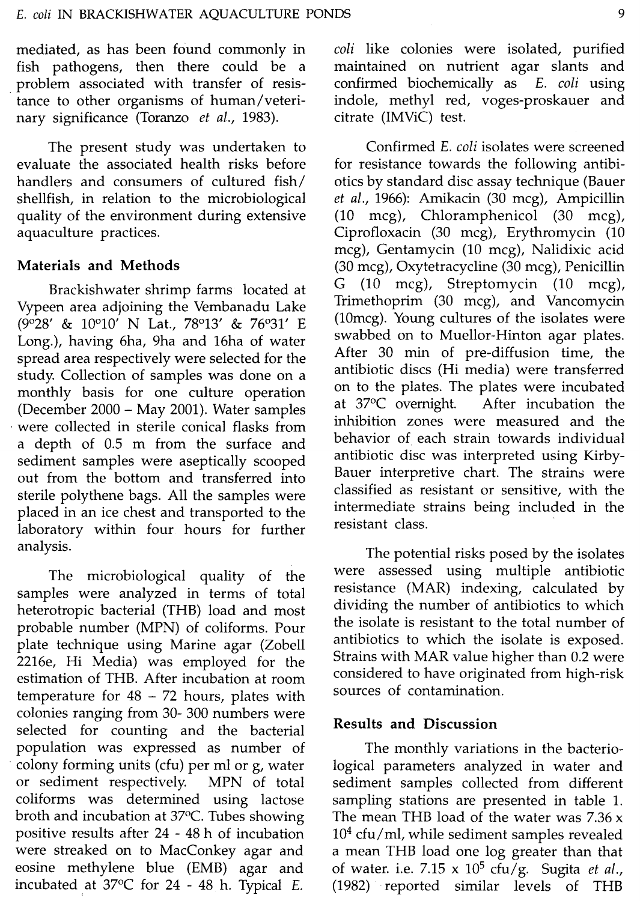mediated, as has been found commonly in fish pathogens, then there could be a problem associated with transfer of resistance to other organisms of human/veterinary significance (Toranzo *et al.*, 1983).

The present study was undertaken to evaluate the associated health risks before handlers and consumers of cultured fish/ shellfish, in relation to the microbiological quality of the environment during extensive aquaculture practices.

## Materials and Methods

Brackishwater shrimp farms located at Vypeen area adjoining the Vembanadu Lake (9°28' & 10°10' N Lat., 78°13' & 76°31' E Long.), having 6ha, 9ha and 16ha of water spread area respectively were selected for the study. Collection of samples was done on a monthly basis for one culture operation (December 2000 – May 2001). Water samples were collected in sterile conical flasks from a depth of 0.5 m from the surface and sediment samples were aseptically scooped out from the bottom and transferred into sterile polythene bags. All the samples were placed in an ice chest and transported to the laboratory within four hours for further analysis.

The microbiological quality of the samples were analyzed in terms of total heterotropic bacterial (THB) load and most probable number (MPN) of coliforms. Pour plate technique using Marine agar (Zobell 2216e, Hi Media) was employed for the estimation of THB. After incubation at room temperature for 48 – 72 hours, plates with colonies ranging from 30- 300 numbers were selected for counting and the bacterial population was expressed as number of colony forming units (cfu) per ml or g, water or sediment respectively. MPN of total coliforms was determined using lactose broth and incubation at 37°C. Tubes showing positive results after 24 - 48 h of incubation were streaked on to MacConkey agar and eosine methylene blue (EMB) agar and incubated at 37°C for 24 - 48 h. Typical *E. coli* like colonies were isolated, purified maintained on nutrient agar slants and confirmed biochemically as *E. coli* using indole, methyl red, voges-proskauer and citrate (IMViC) test.

Confirmed *E. coli* isolates were screened for resistance towards the following antibiotics by standard disc assay technique (Bauer *et al.*, 1966): Amikacin (30 mcg), Ampicillin (10 mcg), Chloramphenicol (30 mcg), Ciprofloxacin (30 mcg), Erythromycin (10 mcg), Gentamycin (10 mcg), Nalidixic acid (30 mcg), Oxytetracycline (30 mcg), Penicillin G (10 mcg), Streptomycin (10 mcg), Trimethoprim (30 mcg), and Vancomycin (10mcg). Young cultures of the isolates were swabbed on to Muellor-Hinton agar plates. After 30 min of pre-diffusion time, the antibiotic discs (Hi media) were transferred on to the plates. The plates were incubated at 37°C overnight. After incubation the inhibition zones were measured and the behavior of each strain towards individual antibiotic disc was interpreted using Kirby-Bauer interpretive chart. The strains were classified as resistant or sensitive, with the intermediate strains being included in the resistant class.

The potential risks posed by the isolates were assessed using multiple antibiotic resistance (MAR) indexing, calculated by dividing the number of antibiotics to which the isolate is resistant to the total number of antibiotics to which the isolate is exposed. Strains with MAR value higher than 0.2 were considered to have originated from high-risk sources of contamination.

## Results and Discussion

The monthly variations in the bacteriological parameters analyzed in water and sediment samples collected from different sampling stations are presented in table 1. The mean THB load of the water was $7.36 \times 10^4$ cfu/ml, while sediment samples revealed a mean THB load one log greater than that of water. i.e. $7.15 \times 10^5$ cfu/g. Sugita *et al.*, (1982) reported similar levels of THB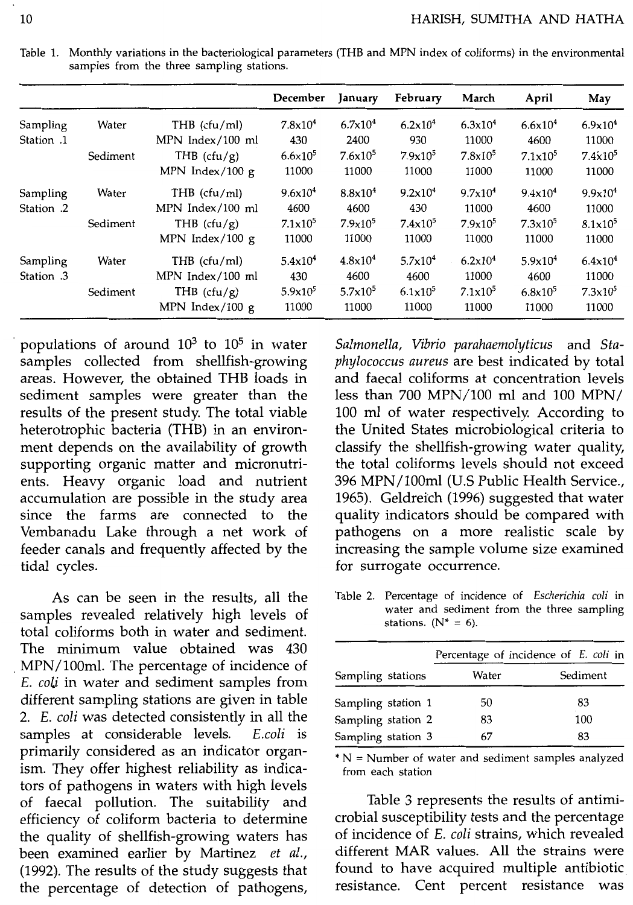Table 1. Monthly variations in the bacteriological parameters (THB and MPN index of coliforms) in the environmental samples from the three sampling stations.

| | | | December | January | February | March | April | May |
|---|---|---|---|---|---|---|---|---|
| Sampling Station .1 | Water | THB (cfu/ml) | $7.8x10^4$ | $6.7x10^4$ | $6.2x10^4$ | $6.3x10^4$ | $6.6x10^4$ | $6.9x10^4$ |
| | | MPN Index/100 ml | 430 | 2400 | 930 | 11000 | 4600 | 11000 |
| | Sediment | THB (cfu/g) | $6.6x10^5$ | $7.6x10^5$ | $7.9x10^5$ | $7.8x10^5$ | $7.1x10^5$ | $7.4x10^5$ |
| | | MPN Index/100 g | 11000 | 11000 | 11000 | 11000 | 11000 | 11000 |
| Sampling Station .2 | Water | THB (cfu/ml) | $9.6x10^4$ | $8.8x10^4$ | $9.2x10^4$ | $9.7x10^4$ | $9.4x10^4$ | $9.9x10^4$ |
| | | MPN Index/100 ml | 4600 | 4600 | 430 | 11000 | 4600 | 11000 |
| | Sediment | THB (cfu/g) | $7.1x10^5$ | $7.9x10^5$ | $7.4x10^5$ | $7.9x10^5$ | $7.3x10^5$ | $8.1x10^5$ |
| | | MPN Index/100 g | 11000 | 11000 | 11000 | 11000 | 11000 | 11000 |
| Sampling Station .3 | Water | THB (cfu/ml) | $5.4x10^4$ | $4.8x10^4$ | $5.7x10^4$ | $6.2x10^4$ | $5.9x10^4$ | $6.4x10^4$ |
| | | MPN Index/100 ml | 430 | 4600 | 4600 | 11000 | 4600 | 11000 |
| | Sediment | THB (cfu/g) | $5.9x10^5$ | $5.7x10^5$ | $6.1x10^5$ | $7.1x10^5$ | $6.8x10^5$ | $7.3x10^5$ |
| | | MPN Index/100 g | 11000 | 11000 | 11000 | 11000 | 11000 | 11000 |

populations of around $10^3$ to $10^5$ in water samples collected from shellfish-growing areas. However, the obtained THB loads in sediment samples were greater than the results of the present study. The total viable heterotrophic bacteria (THB) in an environment depends on the availability of growth supporting organic matter and micronutrients. Heavy organic load and nutrient accumulation are possible in the study area since the farms are connected to the Vembanadu Lake through a net work of feeder canals and frequently affected by the tidal cycles.

As can be seen in the results, all the samples revealed relatively high levels of total coliforms both in water and sediment. The minimum value obtained was 430 MPN/100ml. The percentage of incidence of *E. coli* in water and sediment samples from different sampling stations are given in table 2. *E. coli* was detected consistently in all the samples at considerable levels. *E.coli* is primarily considered as an indicator organism. They offer highest reliability as indicators of pathogens in waters with high levels of faecal pollution. The suitability and efficiency of coliform bacteria to determine the quality of shellfish-growing waters has been examined earlier by Martinez *et al.*, (1992). The results of the study suggests that the percentage of detection of pathogens, *Salmonella*, *Vibrio parahaemolyticus* and *Staphylococcus aureus* are best indicated by total and faecal coliforms at concentration levels less than 700 MPN/100 ml and 100 MPN/100 ml of water respectively. According to the United States microbiological criteria to classify the shellfish-growing water quality, the total coliforms levels should not exceed 396 MPN/100ml (U.S Public Health Service., 1965). Geldreich (1996) suggested that water quality indicators should be compared with pathogens on a more realistic scale by increasing the sample volume size examined for surrogate occurrence.

Table 2. Percentage of incidence of *Escherichia coli* in water and sediment from the three sampling stations. (N* = 6).

| Sampling stations | Percentage of incidence of *E. coli* in Water | Sediment |
|---|---|---|
| Sampling station 1 | 50 | 83 |
| Sampling station 2 | 83 | 100 |
| Sampling station 3 | 67 | 83 |

\* N = Number of water and sediment samples analyzed from each station

Table 3 represents the results of antimicrobial susceptibility tests and the percentage of incidence of *E. coli* strains, which revealed different MAR values. All the strains were found to have acquired multiple antibiotic resistance. Cent percent resistance was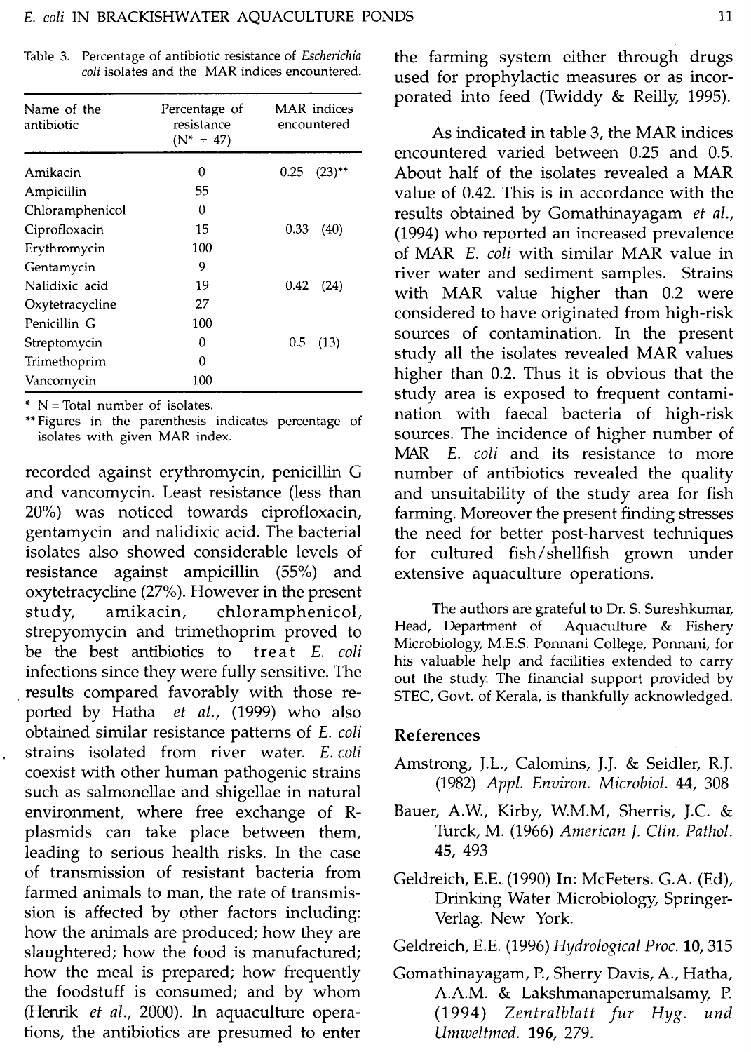Table 3. Percentage of antibiotic resistance of *Escherichia coli* isolates and the MAR indices encountered.

| Name of the antibiotic | Percentage of resistance (N* = 47) | MAR indices encountered |
|---|---|---|
| Amikacin | 0 | 0.25 (23)** |
| Ampicillin | 55 | |
| Chloramphenicol | 0 | |
| Ciprofloxacin | 15 | 0.33 (40) |
| Erythromycin | 100 | |
| Gentamycin | 9 | |
| Nalidixic acid | 19 | 0.42 (24) |
| Oxytetracycline | 27 | |
| Penicillin G | 100 | |
| Streptomycin | 0 | 0.5 (13) |
| Trimethoprim | 0 | |
| Vancomycin | 100 | |

\* N = Total number of isolates.
\** Figures in the parenthesis indicates percentage of isolates with given MAR index.

recorded against erythromycin, penicillin G and vancomycin. Least resistance (less than 20%) was noticed towards ciprofloxacin, gentamycin and nalidixic acid. The bacterial isolates also showed considerable levels of resistance against ampicillin (55%) and oxytetracycline (27%). However in the present study, amikacin, chloramphenicol, strepyomycin and trimethoprim proved to be the best antibiotics to treat *E. coli* infections since they were fully sensitive. The results compared favorably with those reported by Hatha *et al.*, (1999) who also obtained similar resistance patterns of *E. coli* strains isolated from river water. *E. coli* coexist with other human pathogenic strains such as salmonellae and shigellae in natural environment, where free exchange of R-plasmids can take place between them, leading to serious health risks. In the case of transmission of resistant bacteria from farmed animals to man, the rate of transmission is affected by other factors including: how the animals are produced; how they are slaughtered; how the food is manufactured; how the meal is prepared; how frequently the foodstuff is consumed; and by whom (Henrik *et al.*, 2000). In aquaculture operations, the antibiotics are presumed to enter the farming system either through drugs used for prophylactic measures or as incorporated into feed (Twiddy & Reilly, 1995).

As indicated in table 3, the MAR indices encountered varied between 0.25 and 0.5. About half of the isolates revealed a MAR value of 0.42. This is in accordance with the results obtained by Gomathinayagam *et al.*, (1994) who reported an increased prevalence of MAR *E. coli* with similar MAR value in river water and sediment samples. Strains with MAR value higher than 0.2 were considered to have originated from high-risk sources of contamination. In the present study all the isolates revealed MAR values higher than 0.2. Thus it is obvious that the study area is exposed to frequent contamination with faecal bacteria of high-risk sources. The incidence of higher number of MAR *E. coli* and its resistance to more number of antibiotics revealed the quality and unsuitability of the study area for fish farming. Moreover the present finding stresses the need for better post-harvest techniques for cultured fish/shellfish grown under extensive aquaculture operations.

The authors are grateful to Dr. S. Sureshkumar, Head, Department of Aquaculture & Fishery Microbiology, M.E.S. Ponnani College, Ponnani, for his valuable help and facilities extended to carry out the study. The financial support provided by STEC, Govt. of Kerala, is thankfully acknowledged.

## References

Amstrong, J.L., Calomins, J.J. & Seidler, R.J. (1982) *Appl. Environ. Microbiol.* **44**, 308

Bauer, A.W., Kirby, W.M.M, Sherris, J.C. & Turck, M. (1966) *American J. Clin. Pathol.* **45**, 493

Geldreich, E.E. (1990) **In**: McFeters. G.A. (Ed), Drinking Water Microbiology, Springer-Verlag. New York.

Geldreich, E.E. (1996) *Hydrological Proc.* **10**, 315

Gomathinayagam, P., Sherry Davis, A., Hatha, A.A.M. & Lakshmanaperumalsamy, P. (1994) *Zentralblatt fur Hyg. und Umweltmed.* **196**, 279.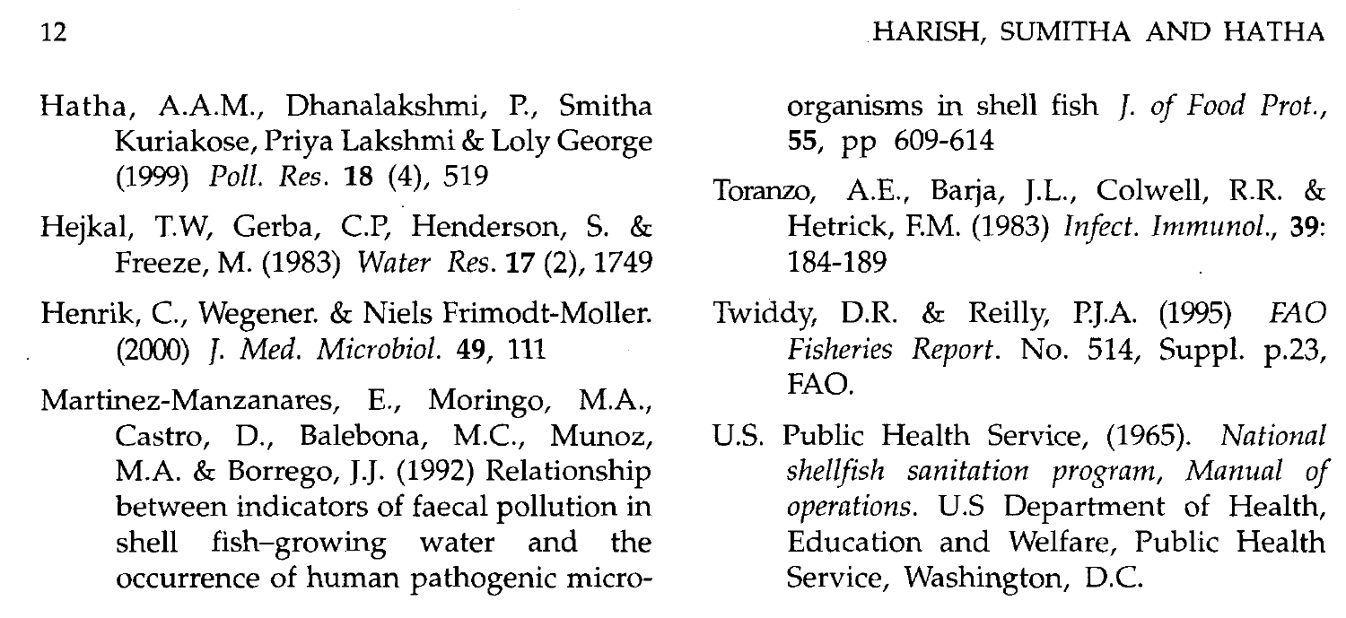Hatha, A.A.M., Dhanalakshmi, P., Smitha Kuriakose, Priya Lakshmi & Loly George (1999) *Poll. Res.* **18** (4), 519

Hejkal, T.W, Gerba, C.P, Henderson, S. & Freeze, M. (1983) *Water Res.* **17** (2), 1749

Henrik, C., Wegener. & Niels Frimodt-Moller. (2000) *J. Med. Microbiol.* **49**, 111

Martinez-Manzanares, E., Moringo, M.A., Castro, D., Balebona, M.C., Munoz, M.A. & Borrego, J.J. (1992) Relationship between indicators of faecal pollution in shell fish–growing water and the occurrence of human pathogenic micro-organisms in shell fish *J. of Food Prot.*, **55**, pp 609-614

Toranzo, A.E., Barja, J.L., Colwell, R.R. & Hetrick, F.M. (1983) *Infect. Immunol.*, **39**: 184-189

Twiddy, D.R. & Reilly, P.J.A. (1995) *FAO Fisheries Report*. No. 514, Suppl. p.23, FAO.

U.S. Public Health Service, (1965). *National shellfish sanitation program, Manual of operations*. U.S Department of Health, Education and Welfare, Public Health Service, Washington, D.C.